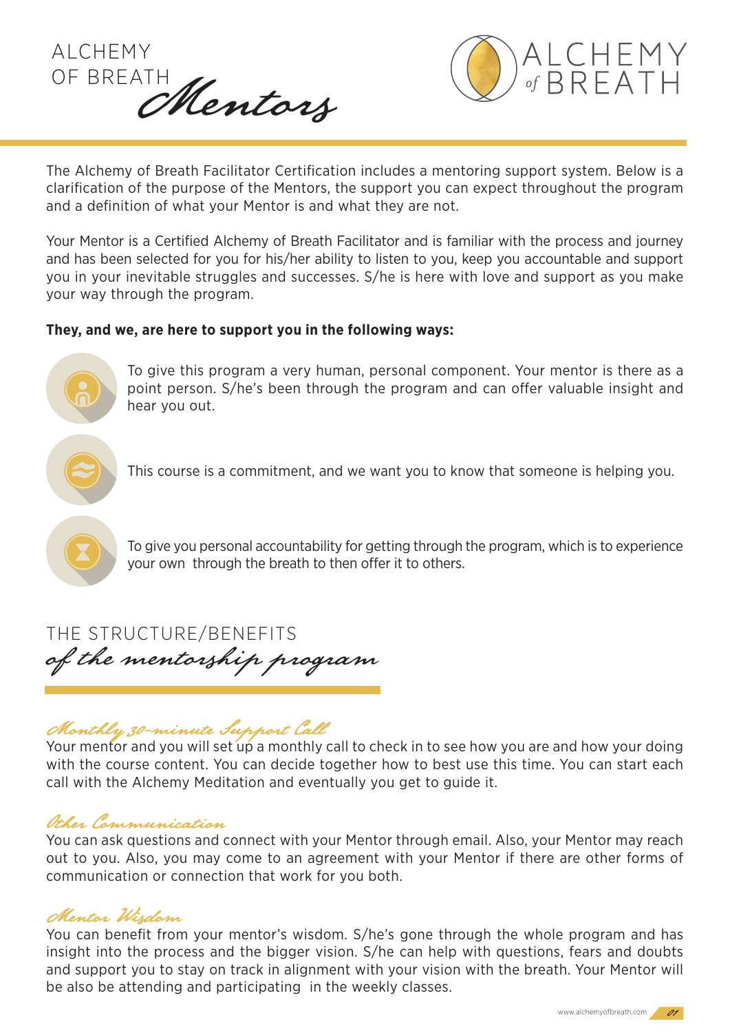# ALCHEMY OF BREATH *Mentors*

The Alchemy of Breath Facilitator Certification includes a mentoring support system. Below is a clarification of the purpose of the Mentors, the support you can expect throughout the program and a definition of what your Mentor is and what they are not.

Your Mentor is a Certified Alchemy of Breath Facilitator and is familiar with the process and journey and has been selected for you for his/her ability to listen to you, keep you accountable and support you in your inevitable struggles and successes. S/he is here with love and support as you make your way through the program.

**They, and we, are here to support you in the following ways:**

- To give this program a very human, personal component. Your mentor is there as a point person. S/he's been through the program and can offer valuable insight and hear you out.
- This course is a commitment, and we want you to know that someone is helping you.
- To give you personal accountability for getting through the program, which is to experience your own  through the breath to then offer it to others.

## THE STRUCTURE/BENEFITS *of the mentorship program*

### *Monthly 30-minute Support Call*

Your mentor and you will set up a monthly call to check in to see how you are and how your doing with the course content. You can decide together how to best use this time. You can start each call with the Alchemy Meditation and eventually you get to guide it.

### *Other Communication*

You can ask questions and connect with your Mentor through email. Also, your Mentor may reach out to you. Also, you may come to an agreement with your Mentor if there are other forms of communication or connection that work for you both.

### *Mentor Wisdom*

You can benefit from your mentor's wisdom. S/he's gone through the whole program and has insight into the process and the bigger vision. S/he can help with questions, fears and doubts and support you to stay on track in alignment with your vision with the breath. Your Mentor will be also be attending and participating  in the weekly classes.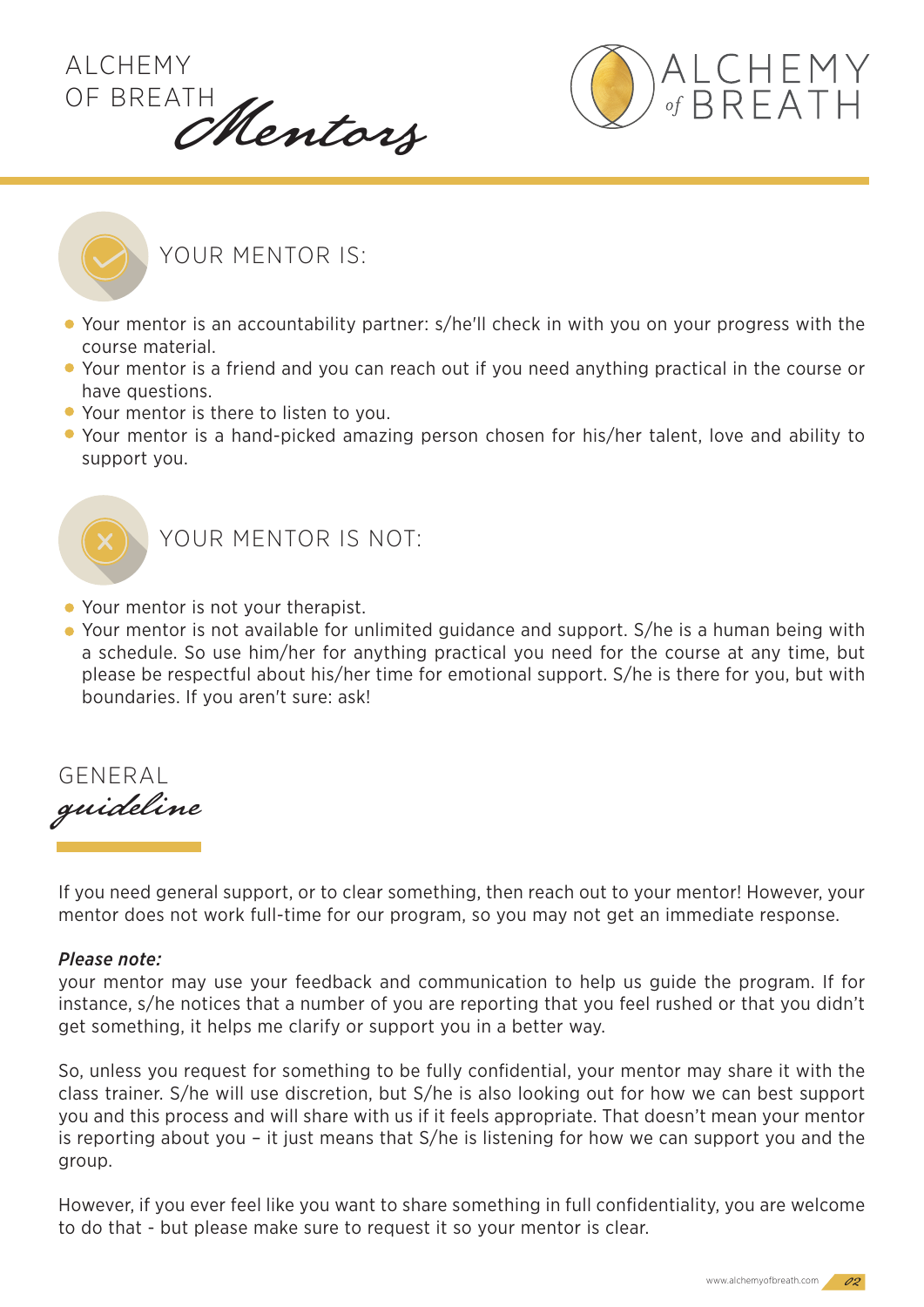# ALCHEMY OF BREATH *Mentors*

## YOUR MENTOR IS:

- Your mentor is an accountability partner: s/he'll check in with you on your progress with the course material.
- Your mentor is a friend and you can reach out if you need anything practical in the course or have questions.
- Your mentor is there to listen to you.
- Your mentor is a hand-picked amazing person chosen for his/her talent, love and ability to support you.

## YOUR MENTOR IS NOT:

- Your mentor is not your therapist.
- Your mentor is not available for unlimited guidance and support. S/he is a human being with a schedule. So use him/her for anything practical you need for the course at any time, but please be respectful about his/her time for emotional support. S/he is there for you, but with boundaries. If you aren't sure: ask!

## GENERAL *guideline*

If you need general support, or to clear something, then reach out to your mentor! However, your mentor does not work full-time for our program, so you may not get an immediate response.

***Please note:***
your mentor may use your feedback and communication to help us guide the program. If for instance, s/he notices that a number of you are reporting that you feel rushed or that you didn't get something, it helps me clarify or support you in a better way.

So, unless you request for something to be fully confidential, your mentor may share it with the class trainer. S/he will use discretion, but S/he is also looking out for how we can best support you and this process and will share with us if it feels appropriate. That doesn't mean your mentor is reporting about you – it just means that S/he is listening for how we can support you and the group.

However, if you ever feel like you want to share something in full confidentiality, you are welcome to do that - but please make sure to request it so your mentor is clear.